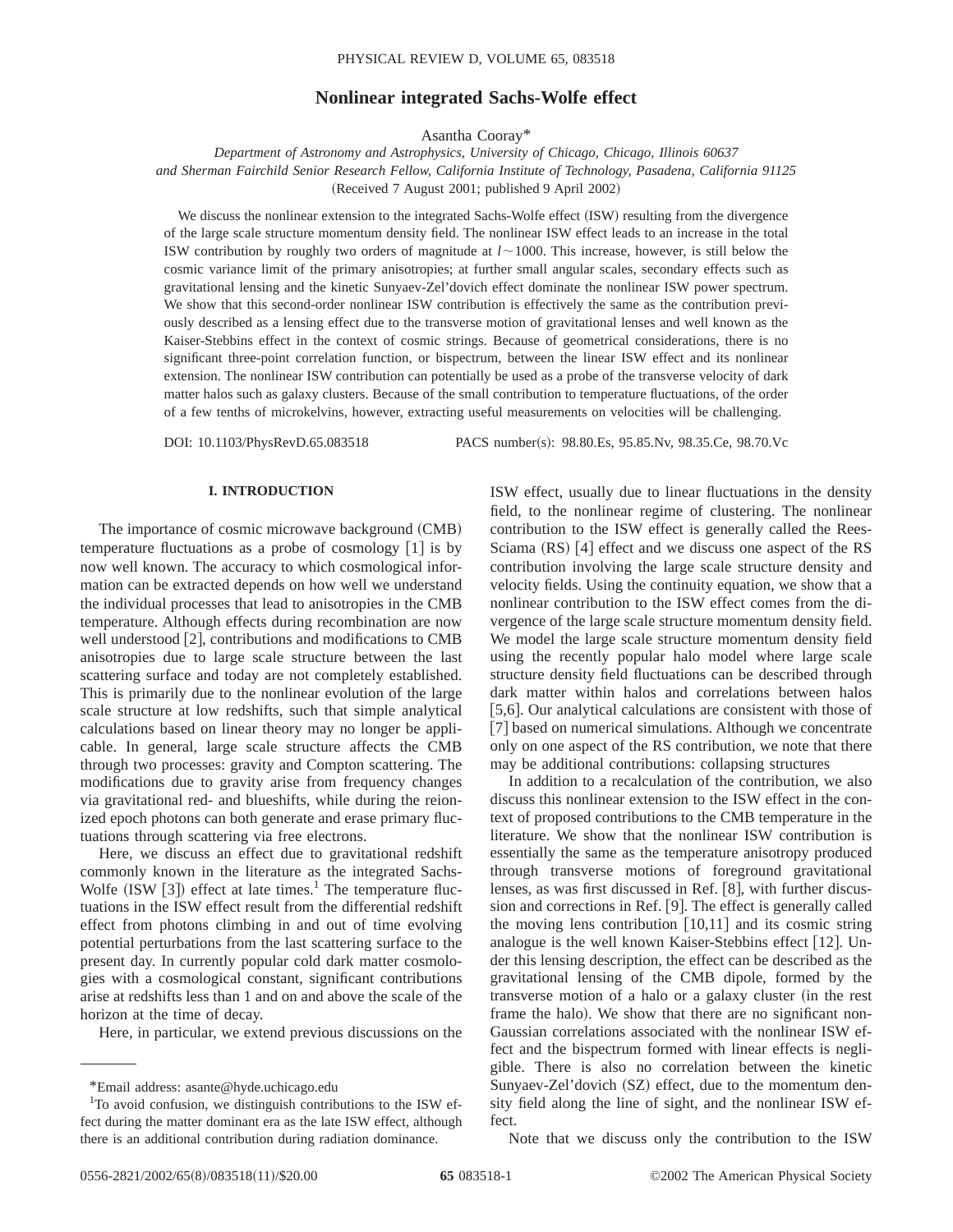# Nonlinear integrated Sachs-Wolfe effect

Asantha Cooray*

*Department of Astronomy and Astrophysics, University of Chicago, Chicago, Illinois 60637*
*and Sherman Fairchild Senior Research Fellow, California Institute of Technology, Pasadena, California 91125*

(Received 7 August 2001; published 9 April 2002)

We discuss the nonlinear extension to the integrated Sachs-Wolfe effect (ISW) resulting from the divergence of the large scale structure momentum density field. The nonlinear ISW effect leads to an increase in the total ISW contribution by roughly two orders of magnitude at $l \sim 1000$. This increase, however, is still below the cosmic variance limit of the primary anisotropies; at further small angular scales, secondary effects such as gravitational lensing and the kinetic Sunyaev-Zel'dovich effect dominate the nonlinear ISW power spectrum. We show that this second-order nonlinear ISW contribution is effectively the same as the contribution previously described as a lensing effect due to the transverse motion of gravitational lenses and well known as the Kaiser-Stebbins effect in the context of cosmic strings. Because of geometrical considerations, there is no significant three-point correlation function, or bispectrum, between the linear ISW effect and its nonlinear extension. The nonlinear ISW contribution can potentially be used as a probe of the transverse velocity of dark matter halos such as galaxy clusters. Because of the small contribution to temperature fluctuations, of the order of a few tenths of microkelvins, however, extracting useful measurements on velocities will be challenging.

DOI: 10.1103/PhysRevD.65.083518 PACS number(s): 98.80.Es, 95.85.Nv, 98.35.Ce, 98.70.Vc

## I. INTRODUCTION

The importance of cosmic microwave background (CMB) temperature fluctuations as a probe of cosmology [1] is by now well known. The accuracy to which cosmological information can be extracted depends on how well we understand the individual processes that lead to anisotropies in the CMB temperature. Although effects during recombination are now well understood [2], contributions and modifications to CMB anisotropies due to large scale structure between the last scattering surface and today are not completely established. This is primarily due to the nonlinear evolution of the large scale structure at low redshifts, such that simple analytical calculations based on linear theory may no longer be applicable. In general, large scale structure affects the CMB through two processes: gravity and Compton scattering. The modifications due to gravity arise from frequency changes via gravitational red- and blueshifts, while during the reionized epoch photons can both generate and erase primary fluctuations through scattering via free electrons.

Here, we discuss an effect due to gravitational redshift commonly known in the literature as the integrated Sachs-Wolfe (ISW [3]) effect at late times.[1] The temperature fluctuations in the ISW effect result from the differential redshift effect from photons climbing in and out of time evolving potential perturbations from the last scattering surface to the present day. In currently popular cold dark matter cosmologies with a cosmological constant, significant contributions arise at redshifts less than 1 and on and above the scale of the horizon at the time of decay.

Here, in particular, we extend previous discussions on the ISW effect, usually due to linear fluctuations in the density field, to the nonlinear regime of clustering. The nonlinear contribution to the ISW effect is generally called the Rees-Sciama (RS) [4] effect and we discuss one aspect of the RS contribution involving the large scale structure density and velocity fields. Using the continuity equation, we show that a nonlinear contribution to the ISW effect comes from the divergence of the large scale structure momentum density field. We model the large scale structure momentum density field using the recently popular halo model where large scale structure density field fluctuations can be described through dark matter within halos and correlations between halos [5,6]. Our analytical calculations are consistent with those of [7] based on numerical simulations. Although we concentrate only on one aspect of the RS contribution, we note that there may be additional contributions: collapsing structures

In addition to a recalculation of the contribution, we also discuss this nonlinear extension to the ISW effect in the context of proposed contributions to the CMB temperature in the literature. We show that the nonlinear ISW contribution is essentially the same as the temperature anisotropy produced through transverse motions of foreground gravitational lenses, as was first discussed in Ref. [8], with further discussion and corrections in Ref. [9]. The effect is generally called the moving lens contribution [10,11] and its cosmic string analogue is the well known Kaiser-Stebbins effect [12]. Under this lensing description, the effect can be described as the gravitational lensing of the CMB dipole, formed by the transverse motion of a halo or a galaxy cluster (in the rest frame the halo). We show that there are no significant non-Gaussian correlations associated with the nonlinear ISW effect and the bispectrum formed with linear effects is negligible. There is also no correlation between the kinetic Sunyaev-Zel'dovich (SZ) effect, due to the momentum density field along the line of sight, and the nonlinear ISW effect.

Note that we discuss only the contribution to the ISW

---

*Email address: asante@hyde.uchicago.edu

[1] To avoid confusion, we distinguish contributions to the ISW effect during the matter dominant era as the late ISW effect, although there is an additional contribution during radiation dominance.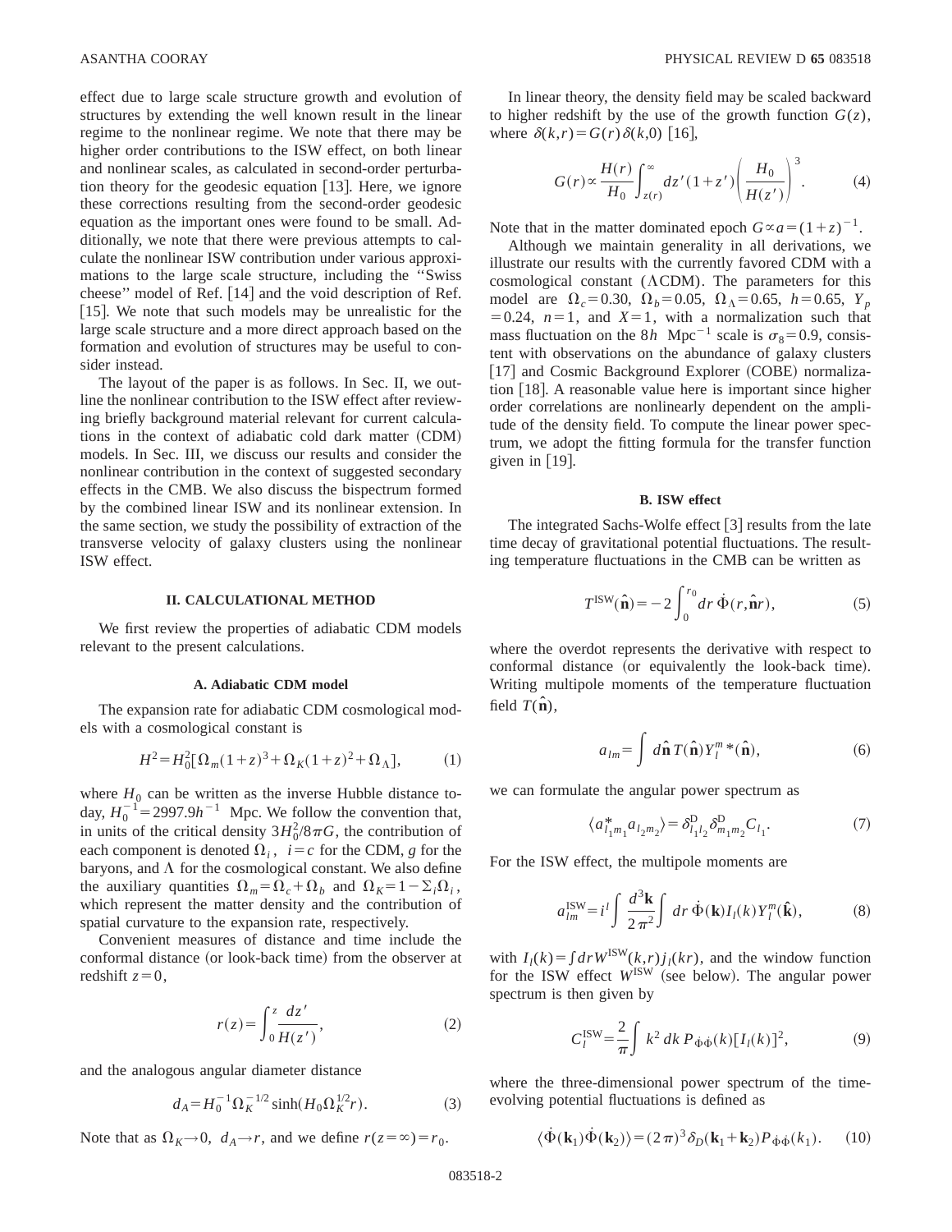effect due to large scale structure growth and evolution of structures by extending the well known result in the linear regime to the nonlinear regime. We note that there may be higher order contributions to the ISW effect, on both linear and nonlinear scales, as calculated in second-order perturbation theory for the geodesic equation [13]. Here, we ignore these corrections resulting from the second-order geodesic equation as the important ones were found to be small. Additionally, we note that there were previous attempts to calculate the nonlinear ISW contribution under various approximations to the large scale structure, including the "Swiss cheese" model of Ref. [14] and the void description of Ref. [15]. We note that such models may be unrealistic for the large scale structure and a more direct approach based on the formation and evolution of structures may be useful to consider instead.

The layout of the paper is as follows. In Sec. II, we outline the nonlinear contribution to the ISW effect after reviewing briefly background material relevant for current calculations in the context of adiabatic cold dark matter (CDM) models. In Sec. III, we discuss our results and consider the nonlinear contribution in the context of suggested secondary effects in the CMB. We also discuss the bispectrum formed by the combined linear ISW and its nonlinear extension. In the same section, we study the possibility of extraction of the transverse velocity of galaxy clusters using the nonlinear ISW effect.

## II. CALCULATIONAL METHOD

We first review the properties of adiabatic CDM models relevant to the present calculations.

### A. Adiabatic CDM model

The expansion rate for adiabatic CDM cosmological models with a cosmological constant is

$$H^2 = H_0^2[\Omega_m(1+z)^3 + \Omega_K(1+z)^2 + \Omega_\Lambda], \tag{1}$$

where $H_0$ can be written as the inverse Hubble distance today, $H_0^{-1} = 2997.9h^{-1}$ Mpc. We follow the convention that, in units of the critical density $3H_0^2/8\pi G$, the contribution of each component is denoted $\Omega_i$, $i=c$ for the CDM, $g$ for the baryons, and $\Lambda$ for the cosmological constant. We also define the auxiliary quantities $\Omega_m = \Omega_c + \Omega_b$ and $\Omega_K = 1 - \Sigma_i \Omega_i$, which represent the matter density and the contribution of spatial curvature to the expansion rate, respectively.

Convenient measures of distance and time include the conformal distance (or look-back time) from the observer at redshift $z=0$,

$$r(z) = \int_0^z \frac{dz'}{H(z')}, \tag{2}$$

and the analogous angular diameter distance

$$d_A = H_0^{-1}\Omega_K^{-1/2}\sinh(H_0\Omega_K^{1/2}r). \tag{3}$$

Note that as $\Omega_K \to 0$, $d_A \to r$, and we define $r(z=\infty) = r_0$.

In linear theory, the density field may be scaled backward to higher redshift by the use of the growth function $G(z)$, where $\delta(k,r) = G(r)\delta(k,0)$ [16],

$$G(r) \propto \frac{H(r)}{H_0}\int_{z(r)}^{\infty} dz'(1+z')\left(\frac{H_0}{H(z')}\right)^3. \tag{4}$$

Note that in the matter dominated epoch $G \propto a = (1+z)^{-1}$.

Although we maintain generality in all derivations, we illustrate our results with the currently favored CDM with a cosmological constant ($\Lambda$CDM). The parameters for this model are $\Omega_c = 0.30$, $\Omega_b = 0.05$, $\Omega_\Lambda = 0.65$, $h = 0.65$, $Y_p = 0.24$, $n=1$, and $X=1$, with a normalization such that mass fluctuation on the $8h$ Mpc$^{-1}$ scale is $\sigma_8 = 0.9$, consistent with observations on the abundance of galaxy clusters [17] and Cosmic Background Explorer (COBE) normalization [18]. A reasonable value here is important since higher order correlations are nonlinearly dependent on the amplitude of the density field. To compute the linear power spectrum, we adopt the fitting formula for the transfer function given in [19].

### B. ISW effect

The integrated Sachs-Wolfe effect [3] results from the late time decay of gravitational potential fluctuations. The resulting temperature fluctuations in the CMB can be written as

$$T^{\rm ISW}(\hat{\mathbf{n}}) = -2\int_0^{r_0} dr\, \dot{\Phi}(r, \hat{\mathbf{n}}r), \tag{5}$$

where the overdot represents the derivative with respect to conformal distance (or equivalently the look-back time). Writing multipole moments of the temperature fluctuation field $T(\hat{\mathbf{n}})$,

$$a_{lm} = \int d\hat{\mathbf{n}}\, T(\hat{\mathbf{n}}) Y_l^{m*}(\hat{\mathbf{n}}), \tag{6}$$

we can formulate the angular power spectrum as

$$\langle a_{l_1 m_1}^* a_{l_2 m_2}\rangle = \delta_{l_1 l_2}^{\rm D}\delta_{m_1 m_2}^{\rm D} C_{l_1}. \tag{7}$$

For the ISW effect, the multipole moments are

$$a_{lm}^{\rm ISW} = i^l \int \frac{d^3\mathbf{k}}{2\pi^2}\int dr\, \dot{\Phi}(\mathbf{k}) I_l(k) Y_l^m(\hat{\mathbf{k}}), \tag{8}$$

with $I_l(k) = \int dr W^{\rm ISW}(k,r) j_l(kr)$, and the window function for the ISW effect $W^{\rm ISW}$ (see below). The angular power spectrum is then given by

$$C_l^{\rm ISW} = \frac{2}{\pi}\int k^2\, dk\, P_{\dot{\Phi}\dot{\Phi}}(k)[I_l(k)]^2, \tag{9}$$

where the three-dimensional power spectrum of the time-evolving potential fluctuations is defined as

$$\langle \dot{\Phi}(\mathbf{k}_1)\dot{\Phi}(\mathbf{k}_2)\rangle = (2\pi)^3\delta_D(\mathbf{k}_1 + \mathbf{k}_2) P_{\dot{\Phi}\dot{\Phi}}(k_1). \tag{10}$$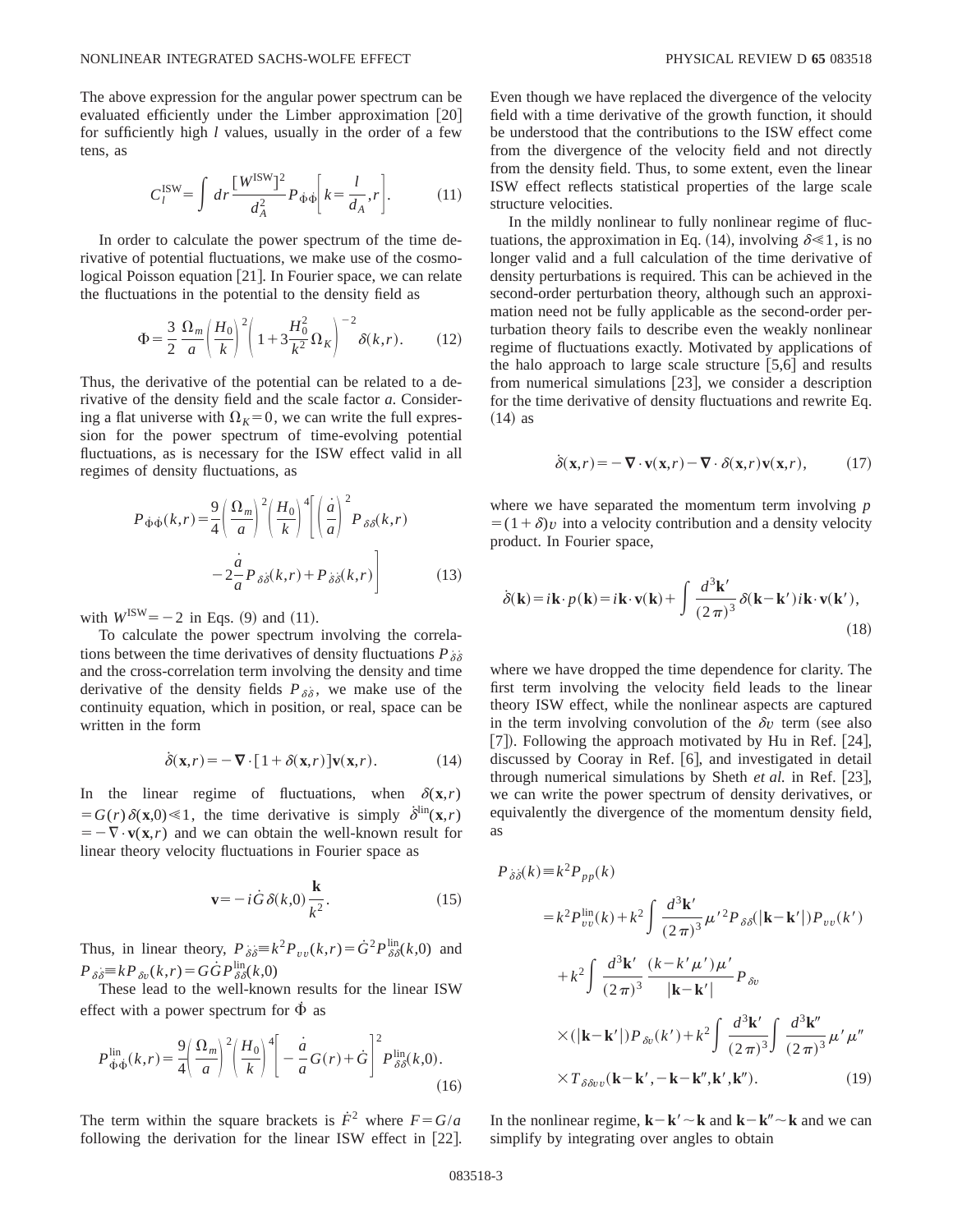The above expression for the angular power spectrum can be evaluated efficiently under the Limber approximation [20] for sufficiently high $l$ values, usually in the order of a few tens, as

$$C_l^{\rm ISW} = \int dr \frac{[W^{\rm ISW}]^2}{d_A^2} P_{\dot{\Phi}\dot{\Phi}}\left[k=\frac{l}{d_A}, r\right]. \tag{11}$$

In order to calculate the power spectrum of the time derivative of potential fluctuations, we make use of the cosmological Poisson equation [21]. In Fourier space, we can relate the fluctuations in the potential to the density field as

$$\Phi = \frac{3}{2}\frac{\Omega_m}{a}\left(\frac{H_0}{k}\right)^2\left(1+3\frac{H_0^2}{k^2}\Omega_K\right)^{-2}\delta(k,r). \tag{12}$$

Thus, the derivative of the potential can be related to a derivative of the density field and the scale factor $a$. Considering a flat universe with $\Omega_K=0$, we can write the full expression for the power spectrum of time-evolving potential fluctuations, as is necessary for the ISW effect valid in all regimes of density fluctuations, as

$$P_{\dot{\Phi}\dot{\Phi}}(k,r) = \frac{9}{4}\left(\frac{\Omega_m}{a}\right)^2\left(\frac{H_0}{k}\right)^4\left[\left(\frac{\dot{a}}{a}\right)^2 P_{\delta\delta}(k,r) - 2\frac{\dot{a}}{a}P_{\delta\dot{\delta}}(k,r) + P_{\dot{\delta}\dot{\delta}}(k,r)\right] \tag{13}$$

with $W^{\rm ISW}=-2$ in Eqs. (9) and (11).

To calculate the power spectrum involving the correlations between the time derivatives of density fluctuations $P_{\dot{\delta}\dot{\delta}}$ and the cross-correlation term involving the density and time derivative of the density fields $P_{\delta\dot{\delta}}$, we make use of the continuity equation, which in position, or real, space can be written in the form

$$\dot{\delta}(\mathbf{x},r) = -\nabla\cdot[1+\delta(\mathbf{x},r)]\mathbf{v}(\mathbf{x},r). \tag{14}$$

In the linear regime of fluctuations, when $\delta(\mathbf{x},r) = G(r)\delta(\mathbf{x},0) \ll 1$, the time derivative is simply $\dot{\delta}^{\rm lin}(\mathbf{x},r) = -\nabla\cdot\mathbf{v}(\mathbf{x},r)$ and we can obtain the well-known result for linear theory velocity fluctuations in Fourier space as

$$\mathbf{v} = -i\dot{G}\delta(k,0)\frac{\mathbf{k}}{k^2}. \tag{15}$$

Thus, in linear theory, $P_{\dot{\delta}\dot{\delta}} \equiv k^2 P_{vv}(k,r) = \dot{G}^2 P^{\rm lin}_{\delta\delta}(k,0)$ and $P_{\delta\dot{\delta}} \equiv kP_{\delta v}(k,r) = G\dot{G}P^{\rm lin}_{\delta\delta}(k,0)$

These lead to the well-known results for the linear ISW effect with a power spectrum for $\dot{\Phi}$ as

$$P^{\rm lin}_{\dot{\Phi}\dot{\Phi}}(k,r) = \frac{9}{4}\left(\frac{\Omega_m}{a}\right)^2\left(\frac{H_0}{k}\right)^4\left[-\frac{\dot{a}}{a}G(r)+\dot{G}\right]^2 P^{\rm lin}_{\delta\delta}(k,0). \tag{16}$$

The term within the square brackets is $\dot{F}^2$ where $F=G/a$ following the derivation for the linear ISW effect in [22]. Even though we have replaced the divergence of the velocity field with a time derivative of the growth function, it should be understood that the contributions to the ISW effect come from the divergence of the velocity field and not directly from the density field. Thus, to some extent, even the linear ISW effect reflects statistical properties of the large scale structure velocities.

In the mildly nonlinear to fully nonlinear regime of fluctuations, the approximation in Eq. (14), involving $\delta \ll 1$, is no longer valid and a full calculation of the time derivative of density perturbations is required. This can be achieved in the second-order perturbation theory, although such an approximation need not be fully applicable as the second-order perturbation theory fails to describe even the weakly nonlinear regime of fluctuations exactly. Motivated by applications of the halo approach to large scale structure [5,6] and results from numerical simulations [23], we consider a description for the time derivative of density fluctuations and rewrite Eq. (14) as

$$\dot{\delta}(\mathbf{x},r) = -\nabla\cdot\mathbf{v}(\mathbf{x},r) - \nabla\cdot\delta(\mathbf{x},r)\mathbf{v}(\mathbf{x},r), \tag{17}$$

where we have separated the momentum term involving $p=(1+\delta)v$ into a velocity contribution and a density velocity product. In Fourier space,

$$\dot{\delta}(\mathbf{k}) = i\mathbf{k}\cdot p(\mathbf{k}) = i\mathbf{k}\cdot\mathbf{v}(\mathbf{k}) + \int\frac{d^3\mathbf{k}'}{(2\pi)^3}\delta(\mathbf{k}-\mathbf{k}')i\mathbf{k}\cdot\mathbf{v}(\mathbf{k}'), \tag{18}$$

where we have dropped the time dependence for clarity. The first term involving the velocity field leads to the linear theory ISW effect, while the nonlinear aspects are captured in the term involving convolution of the $\delta v$ term (see also [7]). Following the approach motivated by Hu in Ref. [24], discussed by Cooray in Ref. [6], and investigated in detail through numerical simulations by Sheth *et al.* in Ref. [23], we can write the power spectrum of density derivatives, or equivalently the divergence of the momentum density field, as

$$\begin{aligned}
P_{\dot{\delta}\dot{\delta}}(k) &\equiv k^2 P_{pp}(k) \\
&= k^2 P^{\rm lin}_{vv}(k) + k^2\int\frac{d^3\mathbf{k}'}{(2\pi)^3}\mu'^2 P_{\delta\delta}(|\mathbf{k}-\mathbf{k}'|)P_{vv}(k') \\
&\quad + k^2\int\frac{d^3\mathbf{k}'}{(2\pi)^3}\frac{(k-k'\mu')\mu'}{|\mathbf{k}-\mathbf{k}'|}P_{\delta v} \\
&\quad \times(|\mathbf{k}-\mathbf{k}'|)P_{\delta v}(k') + k^2\int\frac{d^3\mathbf{k}'}{(2\pi)^3}\int\frac{d^3\mathbf{k}''}{(2\pi)^3}\mu'\mu'' \\
&\quad \times T_{\delta\delta vv}(\mathbf{k}-\mathbf{k}', -\mathbf{k}-\mathbf{k}'', \mathbf{k}', \mathbf{k}'').
\end{aligned} \tag{19}$$

In the nonlinear regime, $\mathbf{k}-\mathbf{k}' \sim \mathbf{k}$ and $\mathbf{k}-\mathbf{k}'' \sim \mathbf{k}$ and we can simplify by integrating over angles to obtain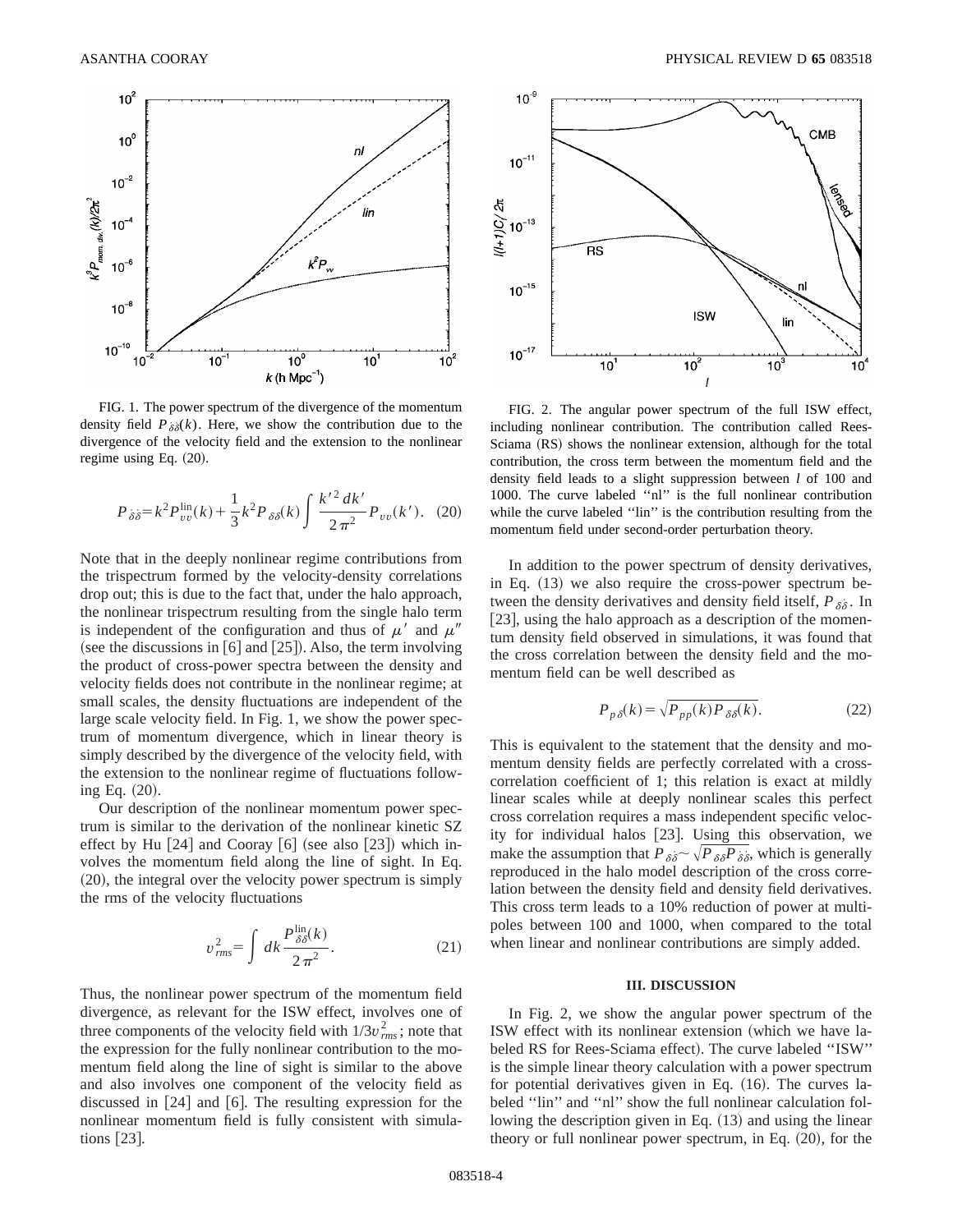FIG. 1. The power spectrum of the divergence of the momentum density field $P_{\dot\delta\dot\delta}(k)$. Here, we show the contribution due to the divergence of the velocity field and the extension to the nonlinear regime using Eq. (20).

$$P_{\dot\delta\dot\delta} = k^2 P_{vv}^{\rm lin}(k) + \frac{1}{3} k^2 P_{\delta\delta}(k) \int \frac{k'^2\, dk'}{2\pi^2} P_{vv}(k'). \quad (20)$$

Note that in the deeply nonlinear regime contributions from the trispectrum formed by the velocity-density correlations drop out; this is due to the fact that, under the halo approach, the nonlinear trispectrum resulting from the single halo term is independent of the configuration and thus of $\mu'$ and $\mu''$ (see the discussions in [6] and [25]). Also, the term involving the product of cross-power spectra between the density and velocity fields does not contribute in the nonlinear regime; at small scales, the density fluctuations are independent of the large scale velocity field. In Fig. 1, we show the power spectrum of momentum divergence, which in linear theory is simply described by the divergence of the velocity field, with the extension to the nonlinear regime of fluctuations following Eq. (20).

Our description of the nonlinear momentum power spectrum is similar to the derivation of the nonlinear kinetic SZ effect by Hu [24] and Cooray [6] (see also [23]) which involves the momentum field along the line of sight. In Eq. (20), the integral over the velocity power spectrum is simply the rms of the velocity fluctuations

$$v_{rms}^2 = \int dk \frac{P_{\delta\delta}^{\rm lin}(k)}{2\pi^2}. \quad (21)$$

Thus, the nonlinear power spectrum of the momentum field divergence, as relevant for the ISW effect, involves one of three components of the velocity field with $1/3 v_{rms}^2$; note that the expression for the fully nonlinear contribution to the momentum field along the line of sight is similar to the above and also involves one component of the velocity field as discussed in [24] and [6]. The resulting expression for the nonlinear momentum field is fully consistent with simulations [23].

FIG. 2. The angular power spectrum of the full ISW effect, including nonlinear contribution. The contribution called Rees-Sciama (RS) shows the nonlinear extension, although for the total contribution, the cross term between the momentum field and the density field leads to a slight suppression between $l$ of 100 and 1000. The curve labeled "nl" is the full nonlinear contribution while the curve labeled "lin" is the contribution resulting from the momentum field under second-order perturbation theory.

In addition to the power spectrum of density derivatives, in Eq. (13) we also require the cross-power spectrum between the density derivatives and density field itself, $P_{\delta\dot\delta}$. In [23], using the halo approach as a description of the momentum density field observed in simulations, it was found that the cross correlation between the density field and the momentum field can be well described as

$$P_{p\delta}(k) = \sqrt{P_{pp}(k) P_{\delta\delta}(k)}. \quad (22)$$

This is equivalent to the statement that the density and momentum density fields are perfectly correlated with a cross-correlation coefficient of 1; this relation is exact at mildly linear scales while at deeply nonlinear scales this perfect cross correlation requires a mass independent specific velocity for individual halos [23]. Using this observation, we make the assumption that $P_{\delta\dot\delta} \sim \sqrt{P_{\delta\delta} P_{\dot\delta\dot\delta}}$, which is generally reproduced in the halo model description of the cross correlation between the density field and density field derivatives. This cross term leads to a 10% reduction of power at multipoles between 100 and 1000, when compared to the total when linear and nonlinear contributions are simply added.

### III. DISCUSSION

In Fig. 2, we show the angular power spectrum of the ISW effect with its nonlinear extension (which we have labeled RS for Rees-Sciama effect). The curve labeled "ISW" is the simple linear theory calculation with a power spectrum for potential derivatives given in Eq. (16). The curves labeled "lin" and "nl" show the full nonlinear calculation following the description given in Eq. (13) and using the linear theory or full nonlinear power spectrum, in Eq. (20), for the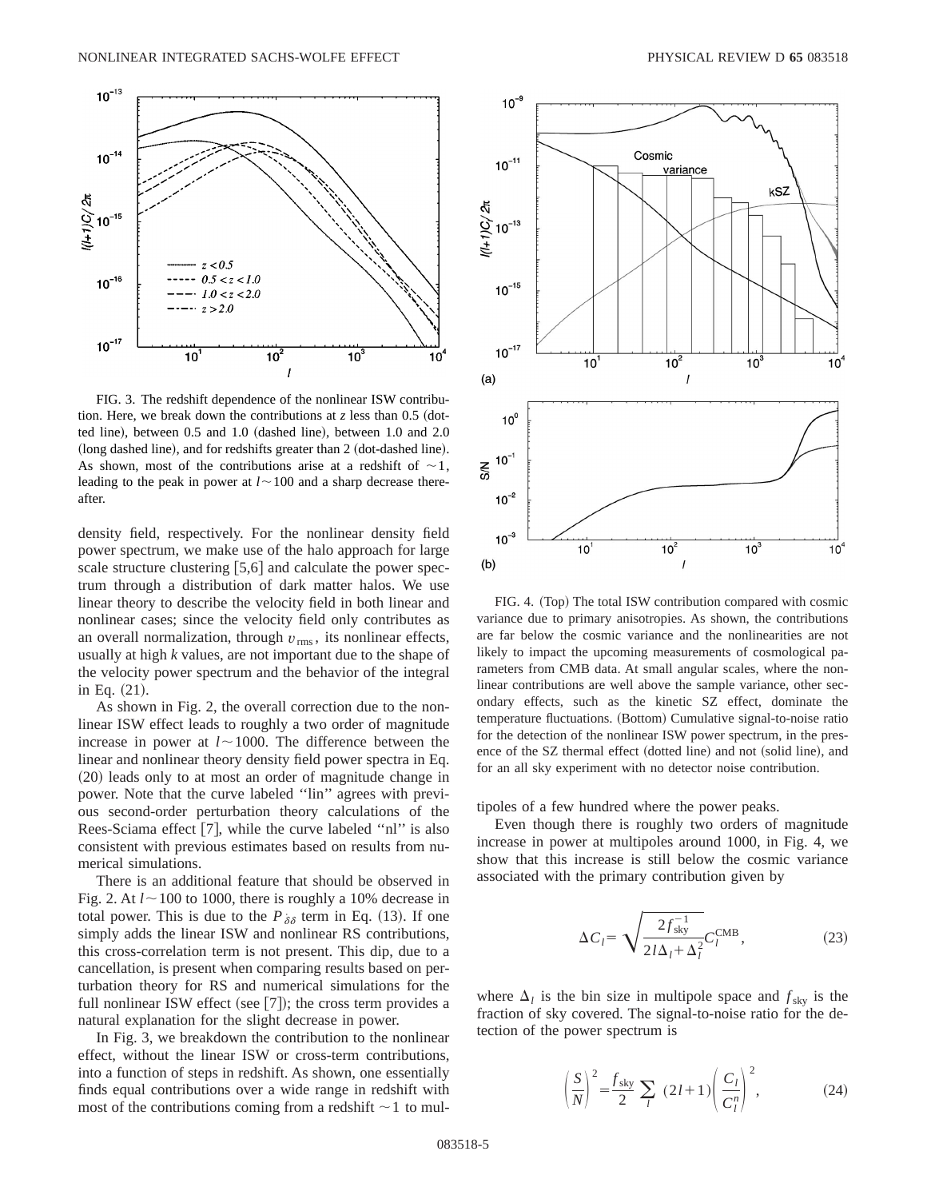FIG. 3. The redshift dependence of the nonlinear ISW contribution. Here, we break down the contributions at $z$ less than 0.5 (dotted line), between 0.5 and 1.0 (dashed line), between 1.0 and 2.0 (long dashed line), and for redshifts greater than 2 (dot-dashed line). As shown, most of the contributions arise at a redshift of $\sim 1$, leading to the peak in power at $l \sim 100$ and a sharp decrease thereafter.

density field, respectively. For the nonlinear density field power spectrum, we make use of the halo approach for large scale structure clustering [5,6] and calculate the power spectrum through a distribution of dark matter halos. We use linear theory to describe the velocity field in both linear and nonlinear cases; since the velocity field only contributes as an overall normalization, through $v_{\rm rms}$, its nonlinear effects, usually at high $k$ values, are not important due to the shape of the velocity power spectrum and the behavior of the integral in Eq. (21).

As shown in Fig. 2, the overall correction due to the nonlinear ISW effect leads to roughly a two order of magnitude increase in power at $l \sim 1000$. The difference between the linear and nonlinear theory density field power spectra in Eq. (20) leads only to at most an order of magnitude change in power. Note that the curve labeled "lin" agrees with previous second-order perturbation theory calculations of the Rees-Sciama effect [7], while the curve labeled "nl" is also consistent with previous estimates based on results from numerical simulations.

There is an additional feature that should be observed in Fig. 2. At $l \sim 100$ to 1000, there is roughly a 10% decrease in total power. This is due to the $P_{\dot{\delta}\delta}$ term in Eq. (13). If one simply adds the linear ISW and nonlinear RS contributions, this cross-correlation term is not present. This dip, due to a cancellation, is present when comparing results based on perturbation theory for RS and numerical simulations for the full nonlinear ISW effect (see [7]); the cross term provides a natural explanation for the slight decrease in power.

In Fig. 3, we breakdown the contribution to the nonlinear effect, without the linear ISW or cross-term contributions, into a function of steps in redshift. As shown, one essentially finds equal contributions over a wide range in redshift with most of the contributions coming from a redshift $\sim 1$ to multipoles of a few hundred where the power peaks.

FIG. 4. (Top) The total ISW contribution compared with cosmic variance due to primary anisotropies. As shown, the contributions are far below the cosmic variance and the nonlinearities are not likely to impact the upcoming measurements of cosmological parameters from CMB data. At small angular scales, where the nonlinear contributions are well above the sample variance, other secondary effects, such as the kinetic SZ effect, dominate the temperature fluctuations. (Bottom) Cumulative signal-to-noise ratio for the detection of the nonlinear ISW power spectrum, in the presence of the SZ thermal effect (dotted line) and not (solid line), and for an all sky experiment with no detector noise contribution.

Even though there is roughly two orders of magnitude increase in power at multipoles around 1000, in Fig. 4, we show that this increase is still below the cosmic variance associated with the primary contribution given by

$$\Delta C_l = \sqrt{\frac{2 f_{\rm sky}^{-1}}{2l\Delta_l + \Delta_l^2}} C_l^{\rm CMB}, \tag{23}$$

where $\Delta_l$ is the bin size in multipole space and $f_{\rm sky}$ is the fraction of sky covered. The signal-to-noise ratio for the detection of the power spectrum is

$$\left(\frac{S}{N}\right)^2 = \frac{f_{\rm sky}}{2} \sum_l (2l+1) \left(\frac{C_l}{C_l^n}\right)^2, \tag{24}$$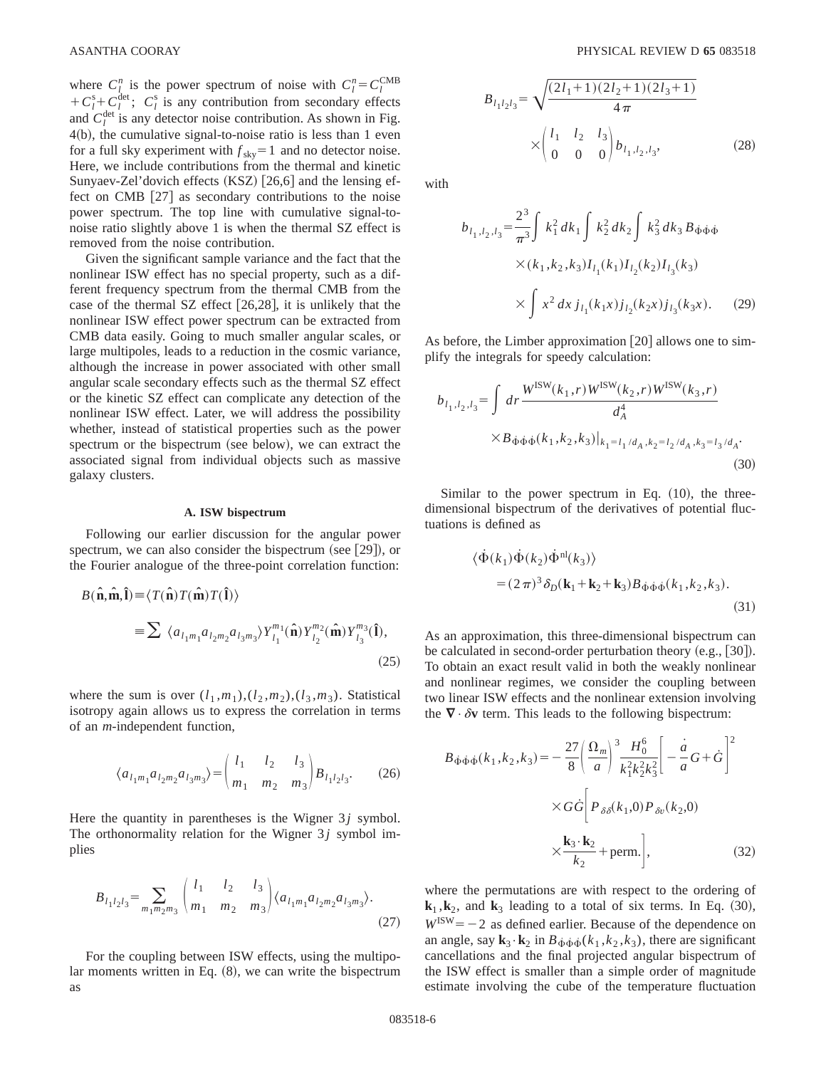where $C_l^n$ is the power spectrum of noise with $C_l^n = C_l^{\rm CMB} + C_l^{\rm s} + C_l^{\rm det}$; $C_l^{\rm s}$ is any contribution from secondary effects and $C_l^{\rm det}$ is any detector noise contribution. As shown in Fig. 4(b), the cumulative signal-to-noise ratio is less than 1 even for a full sky experiment with $f_{\rm sky}=1$ and no detector noise. Here, we include contributions from the thermal and kinetic Sunyaev-Zel'dovich effects (KSZ) [26,6] and the lensing effect on CMB [27] as secondary contributions to the noise power spectrum. The top line with cumulative signal-to-noise ratio slightly above 1 is when the thermal SZ effect is removed from the noise contribution.

Given the significant sample variance and the fact that the nonlinear ISW effect has no special property, such as a different frequency spectrum from the thermal CMB from the case of the thermal SZ effect [26,28], it is unlikely that the nonlinear ISW effect power spectrum can be extracted from CMB data easily. Going to much smaller angular scales, or large multipoles, leads to a reduction in the cosmic variance, although the increase in power associated with other small angular scale secondary effects such as the thermal SZ effect or the kinetic SZ effect can complicate any detection of the nonlinear ISW effect. Later, we will address the possibility whether, instead of statistical properties such as the power spectrum or the bispectrum (see below), we can extract the associated signal from individual objects such as massive galaxy clusters.

### A. ISW bispectrum

Following our earlier discussion for the angular power spectrum, we can also consider the bispectrum (see [29]), or the Fourier analogue of the three-point correlation function:

$$B(\hat{\mathbf{n}},\hat{\mathbf{m}},\hat{\mathbf{l}}) \equiv \langle T(\hat{\mathbf{n}}) T(\hat{\mathbf{m}}) T(\hat{\mathbf{l}}) \rangle$$

$$\equiv \sum \langle a_{l_1 m_1} a_{l_2 m_2} a_{l_3 m_3} \rangle Y_{l_1}^{m_1}(\hat{\mathbf{n}}) Y_{l_2}^{m_2}(\hat{\mathbf{m}}) Y_{l_3}^{m_3}(\hat{\mathbf{l}}), \tag{25}$$

where the sum is over $(l_1,m_1),(l_2,m_2),(l_3,m_3)$. Statistical isotropy again allows us to express the correlation in terms of an $m$-independent function,

$$\langle a_{l_1 m_1} a_{l_2 m_2} a_{l_3 m_3} \rangle = \begin{pmatrix} l_1 & l_2 & l_3 \\ m_1 & m_2 & m_3 \end{pmatrix} B_{l_1 l_2 l_3}. \tag{26}$$

Here the quantity in parentheses is the Wigner $3j$ symbol. The orthonormality relation for the Wigner $3j$ symbol implies

$$B_{l_1 l_2 l_3} = \sum_{m_1 m_2 m_3} \begin{pmatrix} l_1 & l_2 & l_3 \\ m_1 & m_2 & m_3 \end{pmatrix} \langle a_{l_1 m_1} a_{l_2 m_2} a_{l_3 m_3} \rangle. \tag{27}$$

For the coupling between ISW effects, using the multipolar moments written in Eq. (8), we can write the bispectrum as

$$B_{l_1 l_2 l_3} = \sqrt{\frac{(2l_1+1)(2l_2+1)(2l_3+1)}{4\pi}} \times \begin{pmatrix} l_1 & l_2 & l_3 \\ 0 & 0 & 0 \end{pmatrix} b_{l_1,l_2,l_3}, \tag{28}$$

with

$$b_{l_1,l_2,l_3} = \frac{2^3}{\pi^3} \int k_1^2 dk_1 \int k_2^2 dk_2 \int k_3^2 dk_3 \, B_{\dot{\Phi}\dot{\Phi}\dot{\Phi}} \times (k_1,k_2,k_3) I_{l_1}(k_1) I_{l_2}(k_2) I_{l_3}(k_3) \times \int x^2 dx \, j_{l_1}(k_1 x) j_{l_2}(k_2 x) j_{l_3}(k_3 x). \tag{29}$$

As before, the Limber approximation [20] allows one to simplify the integrals for speedy calculation:

$$b_{l_1,l_2,l_3} = \int dr \frac{W^{\rm ISW}(k_1,r) W^{\rm ISW}(k_2,r) W^{\rm ISW}(k_3,r)}{d_A^4} \times B_{\dot{\Phi}\dot{\Phi}\dot{\Phi}}(k_1,k_2,k_3)\big|_{k_1=l_1/d_A, k_2=l_2/d_A, k_3=l_3/d_A}. \tag{30}$$

Similar to the power spectrum in Eq. (10), the three-dimensional bispectrum of the derivatives of potential fluctuations is defined as

$$\langle \dot{\Phi}(k_1) \dot{\Phi}(k_2) \dot{\Phi}^{\rm nl}(k_3) \rangle = (2\pi)^3 \delta_D(\mathbf{k}_1+\mathbf{k}_2+\mathbf{k}_3) B_{\dot{\Phi}\dot{\Phi}\dot{\Phi}}(k_1,k_2,k_3). \tag{31}$$

As an approximation, this three-dimensional bispectrum can be calculated in second-order perturbation theory (e.g., [30]). To obtain an exact result valid in both the weakly nonlinear and nonlinear regimes, we consider the coupling between two linear ISW effects and the nonlinear extension involving the $\boldsymbol{\nabla} \cdot \delta \mathbf{v}$ term. This leads to the following bispectrum:

$$B_{\dot{\Phi}\dot{\Phi}\dot{\Phi}}(k_1,k_2,k_3) = -\frac{27}{8} \left(\frac{\Omega_m}{a}\right)^3 \frac{H_0^6}{k_1^2 k_2^2 k_3^2} \left[ -\frac{\dot{a}}{a} G + \dot{G} \right]^2 \times G\dot{G} \left[ P_{\delta\delta}(k_1,0) P_{\delta v}(k_2,0) \times \frac{\mathbf{k}_3 \cdot \mathbf{k}_2}{k_2} + \text{perm.} \right], \tag{32}$$

where the permutations are with respect to the ordering of $\mathbf{k}_1, \mathbf{k}_2$, and $\mathbf{k}_3$ leading to a total of six terms. In Eq. (30), $W^{\rm ISW} = -2$ as defined earlier. Because of the dependence on an angle, say $\mathbf{k}_3 \cdot \mathbf{k}_2$ in $B_{\dot{\Phi}\dot{\Phi}\dot{\Phi}}(k_1,k_2,k_3)$, there are significant cancellations and the final projected angular bispectrum of the ISW effect is smaller than a simple order of magnitude estimate involving the cube of the temperature fluctuation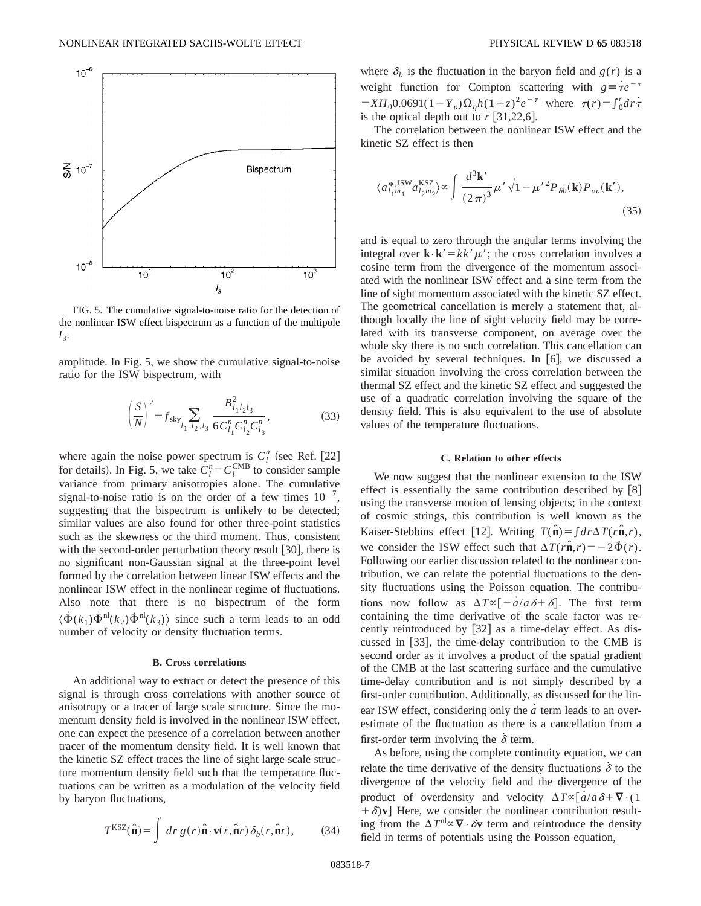FIG. 5. The cumulative signal-to-noise ratio for the detection of the nonlinear ISW effect bispectrum as a function of the multipole $l_3$.

amplitude. In Fig. 5, we show the cumulative signal-to-noise ratio for the ISW bispectrum, with

$$\left(\frac{S}{N}\right)^2 = f_{\rm sky} \sum_{l_1,l_2,l_3} \frac{B^2_{l_1 l_2 l_3}}{6 C^n_{l_1} C^n_{l_2} C^n_{l_3}}, \tag{33}$$

where again the noise power spectrum is $C^n_l$ (see Ref. [22] for details). In Fig. 5, we take $C^n_l = C^{\rm CMB}_l$ to consider sample variance from primary anisotropies alone. The cumulative signal-to-noise ratio is on the order of a few times $10^{-7}$, suggesting that the bispectrum is unlikely to be detected; similar values are also found for other three-point statistics such as the skewness or the third moment. Thus, consistent with the second-order perturbation theory result [30], there is no significant non-Gaussian signal at the three-point level formed by the correlation between linear ISW effects and the nonlinear ISW effect in the nonlinear regime of fluctuations. Also note that there is no bispectrum of the form $\langle \dot{\Phi}(k_1) \dot{\Phi}^{\rm nl}(k_2) \dot{\Phi}^{\rm nl}(k_3) \rangle$ since such a term leads to an odd number of velocity or density fluctuation terms.

### B. Cross correlations

An additional way to extract or detect the presence of this signal is through cross correlations with another source of anisotropy or a tracer of large scale structure. Since the momentum density field is involved in the nonlinear ISW effect, one can expect the presence of a correlation between another tracer of the momentum density field. It is well known that the kinetic SZ effect traces the line of sight large scale structure momentum density field such that the temperature fluctuations can be written as a modulation of the velocity field by baryon fluctuations,

$$T^{\rm KSZ}(\hat{\mathbf{n}}) = \int dr\, g(r) \hat{\mathbf{n}} \cdot \mathbf{v}(r, \hat{\mathbf{n}} r) \delta_b(r, \hat{\mathbf{n}} r), \tag{34}$$

where $\delta_b$ is the fluctuation in the baryon field and $g(r)$ is a weight function for Compton scattering with $g \equiv \dot{\tau} e^{-\tau} = X H_0 0.0691 (1 - Y_p) \Omega_g h (1+z)^2 e^{-\tau}$ where $\tau(r) = \int_0^r dr \dot{\tau}$ is the optical depth out to $r$ [31,22,6].

The correlation between the nonlinear ISW effect and the kinetic SZ effect is then

$$\langle a^{*,{\rm ISW}}_{l_1 m_1} a^{\rm KSZ}_{l_2 m_2} \rangle \propto \int \frac{d^3\mathbf{k}'}{(2\pi)^3} \mu' \sqrt{1-\mu'^2} P_{\delta b}(\mathbf{k}) P_{vv}(\mathbf{k}'), \tag{35}$$

and is equal to zero through the angular terms involving the integral over $\mathbf{k} \cdot \mathbf{k}' = k k' \mu'$; the cross correlation involves a cosine term from the divergence of the momentum associated with the nonlinear ISW effect and a sine term from the line of sight momentum associated with the kinetic SZ effect. The geometrical cancellation is merely a statement that, although locally the line of sight velocity field may be correlated with its transverse component, on average over the whole sky there is no such correlation. This cancellation can be avoided by several techniques. In [6], we discussed a similar situation involving the cross correlation between the thermal SZ effect and the kinetic SZ effect and suggested the use of a quadratic correlation involving the square of the density field. This is also equivalent to the use of absolute values of the temperature fluctuations.

### C. Relation to other effects

We now suggest that the nonlinear extension to the ISW effect is essentially the same contribution described by [8] using the transverse motion of lensing objects; in the context of cosmic strings, this contribution is well known as the Kaiser-Stebbins effect [12]. Writing $T(\hat{\mathbf{n}}) = \int dr \Delta T(r\hat{\mathbf{n}}, r)$, we consider the ISW effect such that $\Delta T(r\hat{\mathbf{n}}, r) = -2\dot{\Phi}(r)$. Following our earlier discussion related to the nonlinear contribution, we can relate the potential fluctuations to the density fluctuations using the Poisson equation. The contributions now follow as $\Delta T \propto [-\dot{a}/a \delta + \dot{\delta}]$. The first term containing the time derivative of the scale factor was recently reintroduced by [32] as a time-delay effect. As discussed in [33], the time-delay contribution to the CMB is second order as it involves a product of the spatial gradient of the CMB at the last scattering surface and the cumulative time-delay contribution and is not simply described by a first-order contribution. Additionally, as discussed for the linear ISW effect, considering only the $\dot{a}$ term leads to an overestimate of the fluctuation as there is a cancellation from a first-order term involving the $\dot{\delta}$ term.

As before, using the complete continuity equation, we can relate the time derivative of the density fluctuations $\dot{\delta}$ to the divergence of the velocity field and the divergence of the product of overdensity and velocity $\Delta T \propto [\dot{a}/a \delta + \nabla \cdot (1 + \delta)\mathbf{v}]$ Here, we consider the nonlinear contribution resulting from the $\Delta T^{\rm nl} \propto \nabla \cdot \delta \mathbf{v}$ term and reintroduce the density field in terms of potentials using the Poisson equation,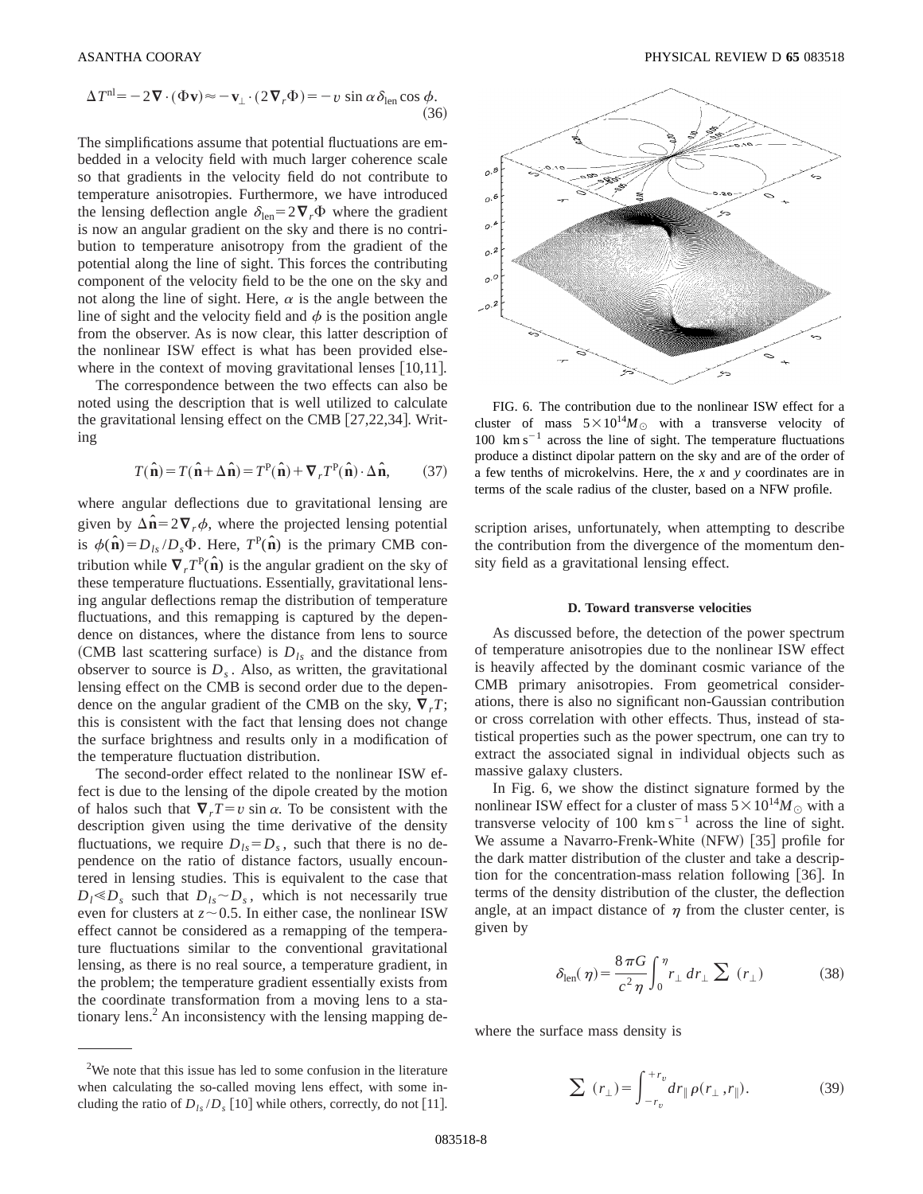$$\Delta T^{\rm nl} = -2\nabla \cdot (\Phi \mathbf{v}) \approx -\mathbf{v}_\perp \cdot (2\nabla_r \Phi) = -v \sin\alpha\, \delta_{\rm len} \cos\phi. \tag{36}$$

The simplifications assume that potential fluctuations are embedded in a velocity field with much larger coherence scale so that gradients in the velocity field do not contribute to temperature anisotropies. Furthermore, we have introduced the lensing deflection angle $\delta_{\rm len} = 2\nabla_r \Phi$ where the gradient is now an angular gradient on the sky and there is no contribution to temperature anisotropy from the gradient of the potential along the line of sight. This forces the contributing component of the velocity field to be the one on the sky and not along the line of sight. Here, $\alpha$ is the angle between the line of sight and the velocity field and $\phi$ is the position angle from the observer. As is now clear, this latter description of the nonlinear ISW effect is what has been provided elsewhere in the context of moving gravitational lenses [10,11].

The correspondence between the two effects can also be noted using the description that is well utilized to calculate the gravitational lensing effect on the CMB [27,22,34]. Writing

$$T(\hat{\mathbf{n}}) = T(\hat{\mathbf{n}} + \Delta\hat{\mathbf{n}}) = T^{\rm P}(\hat{\mathbf{n}}) + \nabla_r T^{\rm P}(\hat{\mathbf{n}}) \cdot \Delta\hat{\mathbf{n}}, \tag{37}$$

where angular deflections due to gravitational lensing are given by $\Delta\hat{\mathbf{n}} = 2\nabla_r \phi$, where the projected lensing potential is $\phi(\hat{\mathbf{n}}) = D_{ls}/D_s \Phi$. Here, $T^{\rm P}(\hat{\mathbf{n}})$ is the primary CMB contribution while $\nabla_r T^{\rm P}(\hat{\mathbf{n}})$ is the angular gradient on the sky of these temperature fluctuations. Essentially, gravitational lensing angular deflections remap the distribution of temperature fluctuations, and this remapping is captured by the dependence on distances, where the distance from lens to source (CMB last scattering surface) is $D_{ls}$ and the distance from observer to source is $D_s$. Also, as written, the gravitational lensing effect on the CMB is second order due to the dependence on the angular gradient of the CMB on the sky, $\nabla_r T$; this is consistent with the fact that lensing does not change the surface brightness and results only in a modification of the temperature fluctuation distribution.

The second-order effect related to the nonlinear ISW effect is due to the lensing of the dipole created by the motion of halos such that $\nabla_r T = v \sin\alpha$. To be consistent with the description given using the time derivative of the density fluctuations, we require $D_{ls} = D_s$, such that there is no dependence on the ratio of distance factors, usually encountered in lensing studies. This is equivalent to the case that $D_l \ll D_s$ such that $D_{ls} \sim D_s$, which is not necessarily true even for clusters at $z \sim 0.5$. In either case, the nonlinear ISW effect cannot be considered as a remapping of the temperature fluctuations similar to the conventional gravitational lensing, as there is no real source, a temperature gradient, in the problem; the temperature gradient essentially exists from the coordinate transformation from a moving lens to a stationary lens.[2] An inconsistency with the lensing mapping description arises, unfortunately, when attempting to describe the contribution from the divergence of the momentum density field as a gravitational lensing effect.

FIG. 6. The contribution due to the nonlinear ISW effect for a cluster of mass $5\times10^{14} M_\odot$ with a transverse velocity of 100 km s$^{-1}$ across the line of sight. The temperature fluctuations produce a distinct dipolar pattern on the sky and are of the order of a few tenths of microkelvins. Here, the $x$ and $y$ coordinates are in terms of the scale radius of the cluster, based on a NFW profile.

### D. Toward transverse velocities

As discussed before, the detection of the power spectrum of temperature anisotropies due to the nonlinear ISW effect is heavily affected by the dominant cosmic variance of the CMB primary anisotropies. From geometrical considerations, there is also no significant non-Gaussian contribution or cross correlation with other effects. Thus, instead of statistical properties such as the power spectrum, one can try to extract the associated signal in individual objects such as massive galaxy clusters.

In Fig. 6, we show the distinct signature formed by the nonlinear ISW effect for a cluster of mass $5\times10^{14} M_\odot$ with a transverse velocity of 100 km s$^{-1}$ across the line of sight. We assume a Navarro-Frenk-White (NFW) [35] profile for the dark matter distribution of the cluster and take a description for the concentration-mass relation following [36]. In terms of the density distribution of the cluster, the deflection angle, at an impact distance of $\eta$ from the cluster center, is given by

$$\delta_{\rm len}(\eta) = \frac{8\pi G}{c^2 \eta} \int_0^\eta r_\perp \, dr_\perp \sum (r_\perp) \tag{38}$$

where the surface mass density is

$$\sum (r_\perp) = \int_{-r_v}^{+r_v} dr_\parallel \, \rho(r_\perp, r_\parallel). \tag{39}$$

---

[2] We note that this issue has led to some confusion in the literature when calculating the so-called moving lens effect, with some including the ratio of $D_{ls}/D_s$ [10] while others, correctly, do not [11].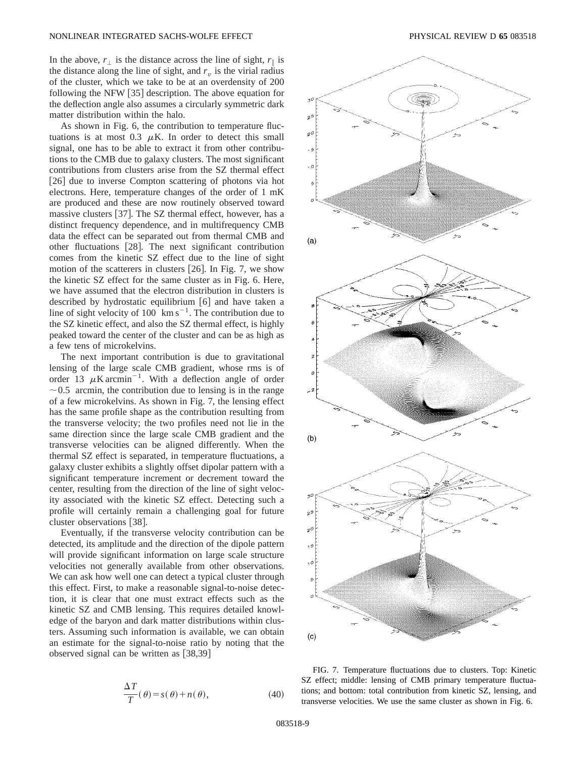In the above, $r_\perp$ is the distance across the line of sight, $r_\parallel$ is the distance along the line of sight, and $r_v$ is the virial radius of the cluster, which we take to be at an overdensity of 200 following the NFW [35] description. The above equation for the deflection angle also assumes a circularly symmetric dark matter distribution within the halo.

As shown in Fig. 6, the contribution to temperature fluctuations is at most 0.3 $\mu$K. In order to detect this small signal, one has to be able to extract it from other contributions to the CMB due to galaxy clusters. The most significant contributions from clusters arise from the SZ thermal effect [26] due to inverse Compton scattering of photons via hot electrons. Here, temperature changes of the order of 1 mK are produced and these are now routinely observed toward massive clusters [37]. The SZ thermal effect, however, has a distinct frequency dependence, and in multifrequency CMB data the effect can be separated out from thermal CMB and other fluctuations [28]. The next significant contribution comes from the kinetic SZ effect due to the line of sight motion of the scatterers in clusters [26]. In Fig. 7, we show the kinetic SZ effect for the same cluster as in Fig. 6. Here, we have assumed that the electron distribution in clusters is described by hydrostatic equilibrium [6] and have taken a line of sight velocity of 100 $\mathrm{km\,s^{-1}}$. The contribution due to the SZ kinetic effect, and also the SZ thermal effect, is highly peaked toward the center of the cluster and can be as high as a few tens of microkelvins.

The next important contribution is due to gravitational lensing of the large scale CMB gradient, whose rms is of order 13 $\mu\mathrm{K\,arcmin^{-1}}$. With a deflection angle of order $\sim$0.5 arcmin, the contribution due to lensing is in the range of a few microkelvins. As shown in Fig. 7, the lensing effect has the same profile shape as the contribution resulting from the transverse velocity; the two profiles need not lie in the same direction since the large scale CMB gradient and the transverse velocities can be aligned differently. When the thermal SZ effect is separated, in temperature fluctuations, a galaxy cluster exhibits a slightly offset dipolar pattern with a significant temperature increment or decrement toward the center, resulting from the direction of the line of sight velocity associated with the kinetic SZ effect. Detecting such a profile will certainly remain a challenging goal for future cluster observations [38].

Eventually, if the transverse velocity contribution can be detected, its amplitude and the direction of the dipole pattern will provide significant information on large scale structure velocities not generally available from other observations. We can ask how well one can detect a typical cluster through this effect. First, to make a reasonable signal-to-noise detection, it is clear that one must extract effects such as the kinetic SZ and CMB lensing. This requires detailed knowledge of the baryon and dark matter distributions within clusters. Assuming such information is available, we can obtain an estimate for the signal-to-noise ratio by noting that the observed signal can be written as [38,39]

$$\frac{\Delta T}{T}(\theta) = s(\theta) + n(\theta), \tag{40}$$

FIG. 7. Temperature fluctuations due to clusters. Top: Kinetic SZ effect; middle: lensing of CMB primary temperature fluctuations; and bottom: total contribution from kinetic SZ, lensing, and transverse velocities. We use the same cluster as shown in Fig. 6.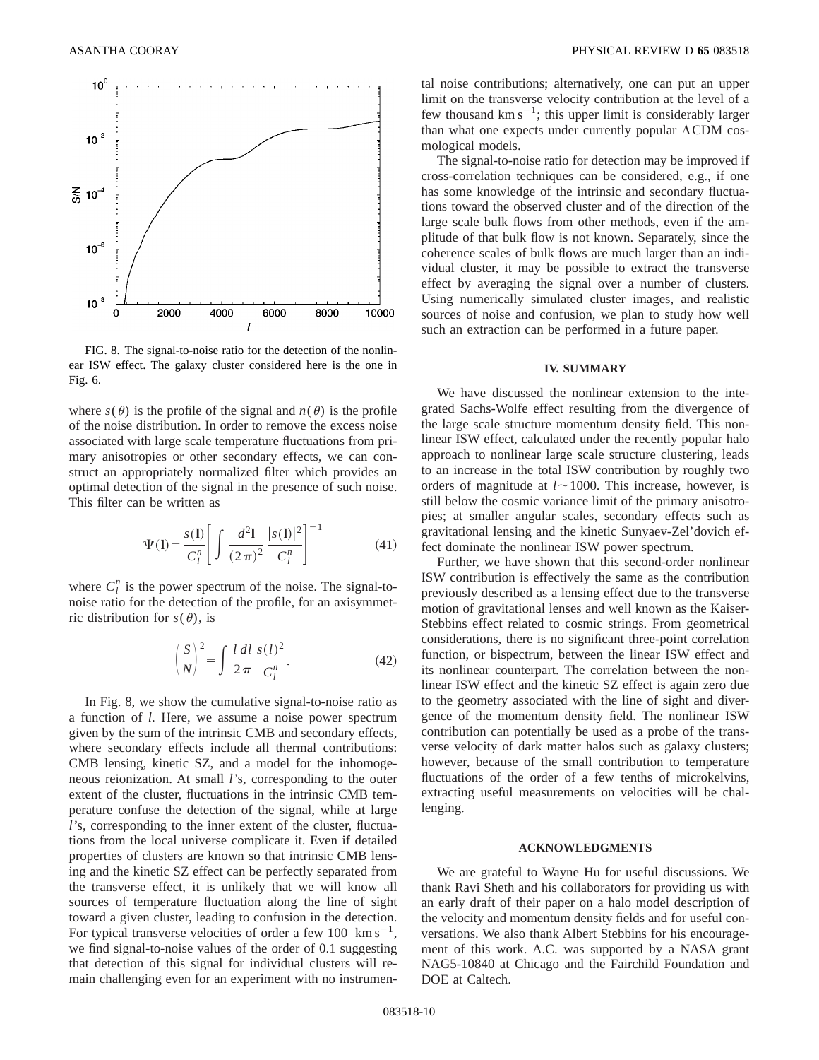S/N

$10^0$

$10^{-2}$

$10^{-4}$

$10^{-6}$

$10^{-8}$

0 2000 4000 6000 8000 10000

$l$

FIG. 8. The signal-to-noise ratio for the detection of the nonlinear ISW effect. The galaxy cluster considered here is the one in Fig. 6.

where $s(\theta)$ is the profile of the signal and $n(\theta)$ is the profile of the noise distribution. In order to remove the excess noise associated with large scale temperature fluctuations from primary anisotropies or other secondary effects, we can construct an appropriately normalized filter which provides an optimal detection of the signal in the presence of such noise. This filter can be written as

$$\Psi(\mathbf{l}) = \frac{s(\mathbf{l})}{C_l^n}\left[\int \frac{d^2\mathbf{l}}{(2\pi)^2}\frac{|s(\mathbf{l})|^2}{C_l^n}\right]^{-1} \tag{41}$$

where $C_l^n$ is the power spectrum of the noise. The signal-to-noise ratio for the detection of the profile, for an axisymmetric distribution for $s(\theta)$, is

$$\left(\frac{S}{N}\right)^2 = \int \frac{l\,dl}{2\pi}\frac{s(l)^2}{C_l^n}. \tag{42}$$

In Fig. 8, we show the cumulative signal-to-noise ratio as a function of $l$. Here, we assume a noise power spectrum given by the sum of the intrinsic CMB and secondary effects, where secondary effects include all thermal contributions: CMB lensing, kinetic SZ, and a model for the inhomogeneous reionization. At small $l$'s, corresponding to the outer extent of the cluster, fluctuations in the intrinsic CMB temperature confuse the detection of the signal, while at large $l$'s, corresponding to the inner extent of the cluster, fluctuations from the local universe complicate it. Even if detailed properties of clusters are known so that intrinsic CMB lensing and the kinetic SZ effect can be perfectly separated from the transverse effect, it is unlikely that we will know all sources of temperature fluctuation along the line of sight toward a given cluster, leading to confusion in the detection. For typical transverse velocities of order a few 100 km s$^{-1}$, we find signal-to-noise values of the order of 0.1 suggesting that detection of this signal for individual clusters will remain challenging even for an experiment with no instrumental noise contributions; alternatively, one can put an upper limit on the transverse velocity contribution at the level of a few thousand km s$^{-1}$; this upper limit is considerably larger than what one expects under currently popular ΛCDM cosmological models.

The signal-to-noise ratio for detection may be improved if cross-correlation techniques can be considered, e.g., if one has some knowledge of the intrinsic and secondary fluctuations toward the observed cluster and of the direction of the large scale bulk flows from other methods, even if the amplitude of that bulk flow is not known. Separately, since the coherence scales of bulk flows are much larger than an individual cluster, it may be possible to extract the transverse effect by averaging the signal over a number of clusters. Using numerically simulated cluster images, and realistic sources of noise and confusion, we plan to study how well such an extraction can be performed in a future paper.

## IV. SUMMARY

We have discussed the nonlinear extension to the integrated Sachs-Wolfe effect resulting from the divergence of the large scale structure momentum density field. This nonlinear ISW effect, calculated under the recently popular halo approach to nonlinear large scale structure clustering, leads to an increase in the total ISW contribution by roughly two orders of magnitude at $l\sim1000$. This increase, however, is still below the cosmic variance limit of the primary anisotropies; at smaller angular scales, secondary effects such as gravitational lensing and the kinetic Sunyaev-Zel'dovich effect dominate the nonlinear ISW power spectrum.

Further, we have shown that this second-order nonlinear ISW contribution is effectively the same as the contribution previously described as a lensing effect due to the transverse motion of gravitational lenses and well known as the Kaiser-Stebbins effect related to cosmic strings. From geometrical considerations, there is no significant three-point correlation function, or bispectrum, between the linear ISW effect and its nonlinear counterpart. The correlation between the nonlinear ISW effect and the kinetic SZ effect is again zero due to the geometry associated with the line of sight and divergence of the momentum density field. The nonlinear ISW contribution can potentially be used as a probe of the transverse velocity of dark matter halos such as galaxy clusters; however, because of the small contribution to temperature fluctuations of the order of a few tenths of microkelvins, extracting useful measurements on velocities will be challenging.

## ACKNOWLEDGMENTS

We are grateful to Wayne Hu for useful discussions. We thank Ravi Sheth and his collaborators for providing us with an early draft of their paper on a halo model description of the velocity and momentum density fields and for useful conversations. We also thank Albert Stebbins for his encouragement of this work. A.C. was supported by a NASA grant NAG5-10840 at Chicago and the Fairchild Foundation and DOE at Caltech.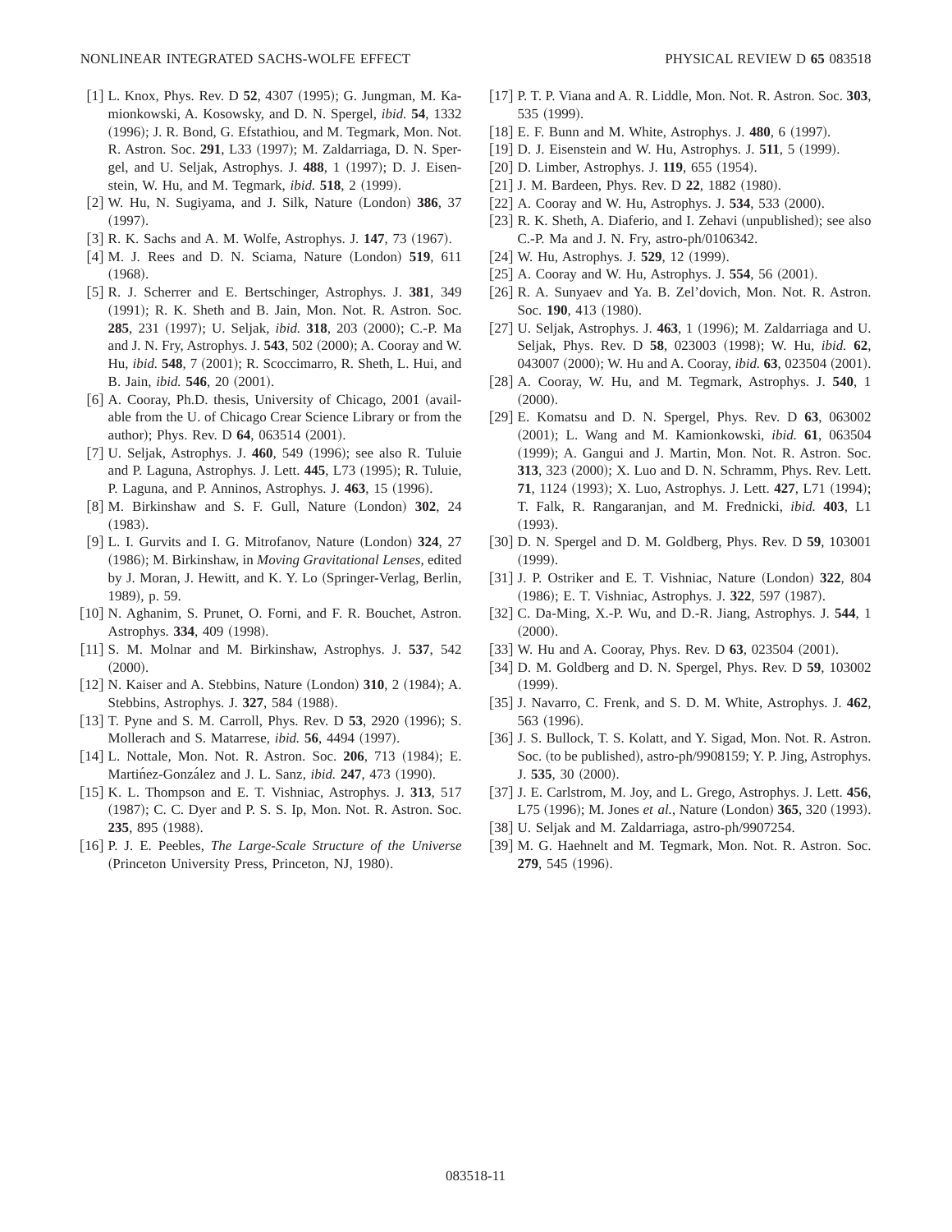[1] L. Knox, Phys. Rev. D **52**, 4307 (1995); G. Jungman, M. Kamionkowski, A. Kosowsky, and D. N. Spergel, *ibid.* **54**, 1332 (1996); J. R. Bond, G. Efstathiou, and M. Tegmark, Mon. Not. R. Astron. Soc. **291**, L33 (1997); M. Zaldarriaga, D. N. Spergel, and U. Seljak, Astrophys. J. **488**, 1 (1997); D. J. Eisenstein, W. Hu, and M. Tegmark, *ibid.* **518**, 2 (1999).

[2] W. Hu, N. Sugiyama, and J. Silk, Nature (London) **386**, 37 (1997).

[3] R. K. Sachs and A. M. Wolfe, Astrophys. J. **147**, 73 (1967).

[4] M. J. Rees and D. N. Sciama, Nature (London) **519**, 611 (1968).

[5] R. J. Scherrer and E. Bertschinger, Astrophys. J. **381**, 349 (1991); R. K. Sheth and B. Jain, Mon. Not. R. Astron. Soc. **285**, 231 (1997); U. Seljak, *ibid.* **318**, 203 (2000); C.-P. Ma and J. N. Fry, Astrophys. J. **543**, 502 (2000); A. Cooray and W. Hu, *ibid.* **548**, 7 (2001); R. Scoccimarro, R. Sheth, L. Hui, and B. Jain, *ibid.* **546**, 20 (2001).

[6] A. Cooray, Ph.D. thesis, University of Chicago, 2001 (available from the U. of Chicago Crear Science Library or from the author); Phys. Rev. D **64**, 063514 (2001).

[7] U. Seljak, Astrophys. J. **460**, 549 (1996); see also R. Tuluie and P. Laguna, Astrophys. J. Lett. **445**, L73 (1995); R. Tuluie, P. Laguna, and P. Anninos, Astrophys. J. **463**, 15 (1996).

[8] M. Birkinshaw and S. F. Gull, Nature (London) **302**, 24 (1983).

[9] L. I. Gurvits and I. G. Mitrofanov, Nature (London) **324**, 27 (1986); M. Birkinshaw, in *Moving Gravitational Lenses*, edited by J. Moran, J. Hewitt, and K. Y. Lo (Springer-Verlag, Berlin, 1989), p. 59.

[10] N. Aghanim, S. Prunet, O. Forni, and F. R. Bouchet, Astron. Astrophys. **334**, 409 (1998).

[11] S. M. Molnar and M. Birkinshaw, Astrophys. J. **537**, 542 (2000).

[12] N. Kaiser and A. Stebbins, Nature (London) **310**, 2 (1984); A. Stebbins, Astrophys. J. **327**, 584 (1988).

[13] T. Pyne and S. M. Carroll, Phys. Rev. D **53**, 2920 (1996); S. Mollerach and S. Matarrese, *ibid.* **56**, 4494 (1997).

[14] L. Nottale, Mon. Not. R. Astron. Soc. **206**, 713 (1984); E. Martińez-González and J. L. Sanz, *ibid.* **247**, 473 (1990).

[15] K. L. Thompson and E. T. Vishniac, Astrophys. J. **313**, 517 (1987); C. C. Dyer and P. S. S. Ip, Mon. Not. R. Astron. Soc. **235**, 895 (1988).

[16] P. J. E. Peebles, *The Large-Scale Structure of the Universe* (Princeton University Press, Princeton, NJ, 1980).

[17] P. T. P. Viana and A. R. Liddle, Mon. Not. R. Astron. Soc. **303**, 535 (1999).

[18] E. F. Bunn and M. White, Astrophys. J. **480**, 6 (1997).

[19] D. J. Eisenstein and W. Hu, Astrophys. J. **511**, 5 (1999).

[20] D. Limber, Astrophys. J. **119**, 655 (1954).

[21] J. M. Bardeen, Phys. Rev. D **22**, 1882 (1980).

[22] A. Cooray and W. Hu, Astrophys. J. **534**, 533 (2000).

[23] R. K. Sheth, A. Diaferio, and I. Zehavi (unpublished); see also C.-P. Ma and J. N. Fry, astro-ph/0106342.

[24] W. Hu, Astrophys. J. **529**, 12 (1999).

[25] A. Cooray and W. Hu, Astrophys. J. **554**, 56 (2001).

[26] R. A. Sunyaev and Ya. B. Zel'dovich, Mon. Not. R. Astron. Soc. **190**, 413 (1980).

[27] U. Seljak, Astrophys. J. **463**, 1 (1996); M. Zaldarriaga and U. Seljak, Phys. Rev. D **58**, 023003 (1998); W. Hu, *ibid.* **62**, 043007 (2000); W. Hu and A. Cooray, *ibid.* **63**, 023504 (2001).

[28] A. Cooray, W. Hu, and M. Tegmark, Astrophys. J. **540**, 1 (2000).

[29] E. Komatsu and D. N. Spergel, Phys. Rev. D **63**, 063002 (2001); L. Wang and M. Kamionkowski, *ibid.* **61**, 063504 (1999); A. Gangui and J. Martin, Mon. Not. R. Astron. Soc. **313**, 323 (2000); X. Luo and D. N. Schramm, Phys. Rev. Lett. **71**, 1124 (1993); X. Luo, Astrophys. J. Lett. **427**, L71 (1994); T. Falk, R. Rangarajan, and M. Frednicki, *ibid.* **403**, L1 (1993).

[30] D. N. Spergel and D. M. Goldberg, Phys. Rev. D **59**, 103001 (1999).

[31] J. P. Ostriker and E. T. Vishniac, Nature (London) **322**, 804 (1986); E. T. Vishniac, Astrophys. J. **322**, 597 (1987).

[32] C. Da-Ming, X.-P. Wu, and D.-R. Jiang, Astrophys. J. **544**, 1 (2000).

[33] W. Hu and A. Cooray, Phys. Rev. D **63**, 023504 (2001).

[34] D. M. Goldberg and D. N. Spergel, Phys. Rev. D **59**, 103002 (1999).

[35] J. Navarro, C. Frenk, and S. D. M. White, Astrophys. J. **462**, 563 (1996).

[36] J. S. Bullock, T. S. Kolatt, and Y. Sigad, Mon. Not. R. Astron. Soc. (to be published), astro-ph/9908159; Y. P. Jing, Astrophys. J. **535**, 30 (2000).

[37] J. E. Carlstrom, M. Joy, and L. Grego, Astrophys. J. Lett. **456**, L75 (1996); M. Jones *et al.*, Nature (London) **365**, 320 (1993).

[38] U. Seljak and M. Zaldarriaga, astro-ph/9907254.

[39] M. G. Haehnelt and M. Tegmark, Mon. Not. R. Astron. Soc. **279**, 545 (1996).